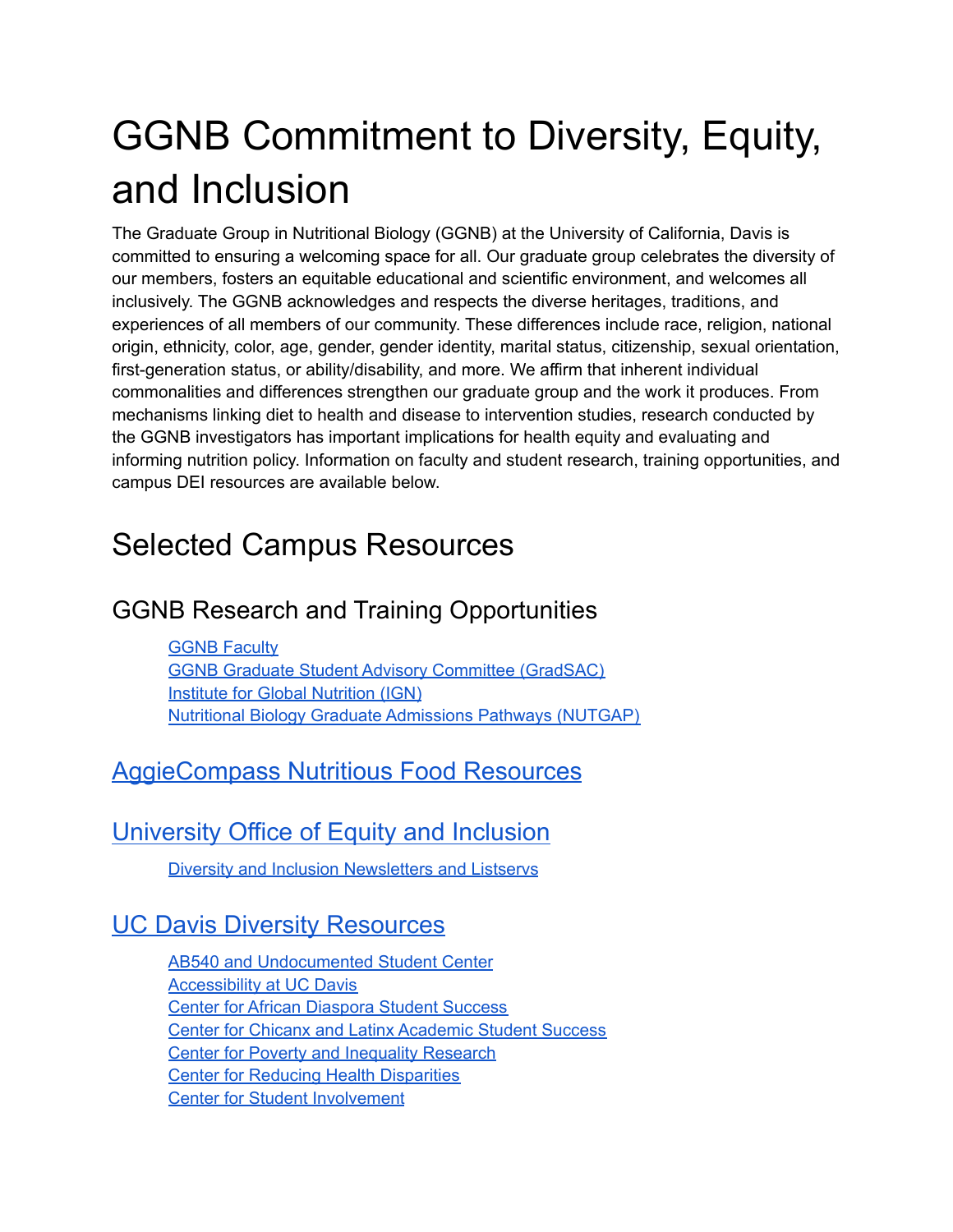# GGNB Commitment to Diversity, Equity, and Inclusion

The Graduate Group in Nutritional Biology (GGNB) at the University of California, Davis is committed to ensuring a welcoming space for all. Our graduate group celebrates the diversity of our members, fosters an equitable educational and scientific environment, and welcomes all inclusively. The GGNB acknowledges and respects the diverse heritages, traditions, and experiences of all members of our community. These differences include race, religion, national origin, ethnicity, color, age, gender, gender identity, marital status, citizenship, sexual orientation, first-generation status, or ability/disability, and more. We affirm that inherent individual commonalities and differences strengthen our graduate group and the work it produces. From mechanisms linking diet to health and disease to intervention studies, research conducted by the GGNB investigators has important implications for health equity and evaluating and informing nutrition policy. Information on faculty and student research, training opportunities, and campus DEI resources are available below.

# Selected Campus Resources

## GGNB Research and Training Opportunities

- GGNB Faculty
- GGNB Graduate Student Advisory Committee (GradSAC)
- Institute for Global Nutrition (IGN)
- Nutritional Biology Graduate Admissions Pathways (NUTGAP)

## AggieCompass Nutritious Food Resources

## University Office of Equity and Inclusion

- Diversity and Inclusion Newsletters and Listservs

## UC Davis Diversity Resources

- AB540 and Undocumented Student Center
- Accessibility at UC Davis
- Center for African Diaspora Student Success
- Center for Chicanx and Latinx Academic Student Success
- Center for Poverty and Inequality Research
- Center for Reducing Health Disparities
- Center for Student Involvement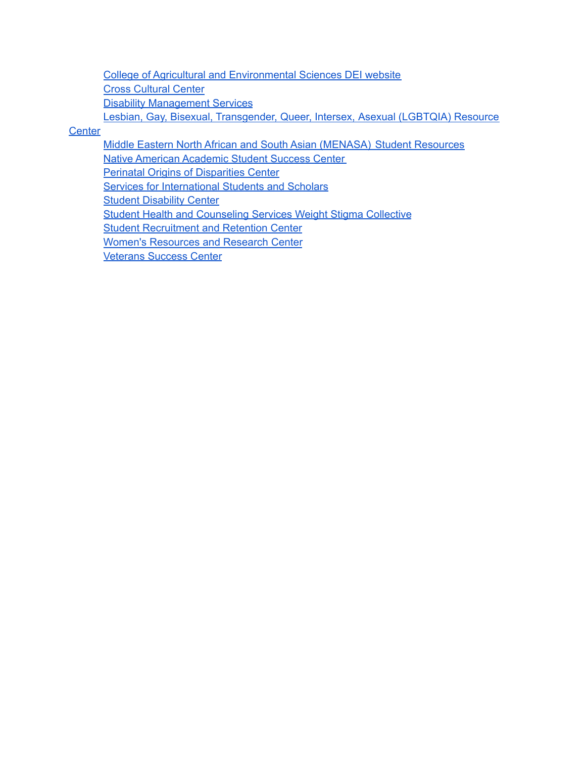- College of Agricultural and Environmental Sciences DEI website
- Cross Cultural Center
- Disability Management Services
- Lesbian, Gay, Bisexual, Transgender, Queer, Intersex, Asexual (LGBTQIA) Resource Center
- Middle Eastern North African and South Asian (MENASA) Student Resources
- Native American Academic Student Success Center
- Perinatal Origins of Disparities Center
- Services for International Students and Scholars
- Student Disability Center
- Student Health and Counseling Services Weight Stigma Collective
- Student Recruitment and Retention Center
- Women's Resources and Research Center
- Veterans Success Center